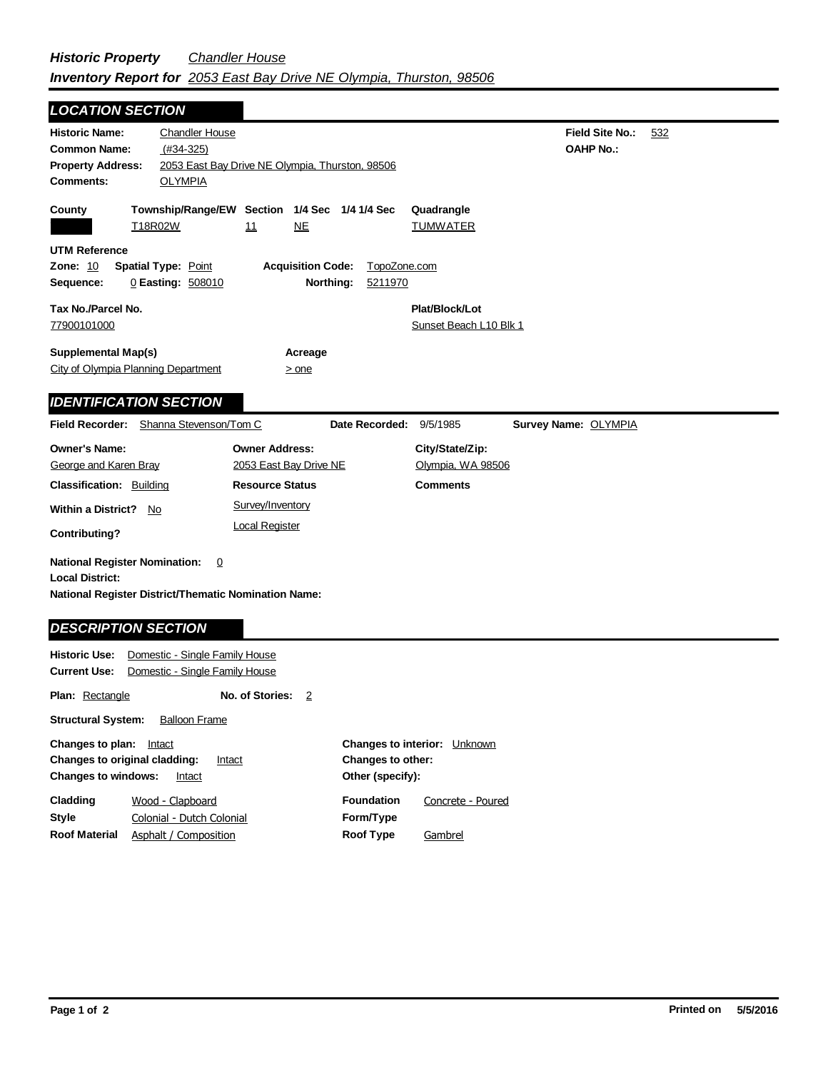***Historic Property*** *Chandler House*
***Inventory Report for*** *2053 East Bay Drive NE Olympia, Thurston, 98506*

## LOCATION SECTION

**Historic Name:** Chandler House
**Common Name:** (#34-325)
**Property Address:** 2053 East Bay Drive NE Olympia, Thurston, 98506
**Comments:** OLYMPIA

**Field Site No.:** 532
**OAHP No.:**

| County | Township/Range/EW | Section | 1/4 Sec | 1/4 1/4 Sec | Quadrangle |
|---|---|---|---|---|---|
| | T18R02W | 11 | NE | | TUMWATER |

**UTM Reference**
**Zone:** 10 **Spatial Type:** Point **Acquisition Code:** TopoZone.com
**Sequence:** 0 **Easting:** 508010 **Northing:** 5211970

**Tax No./Parcel No.**
77900101000

**Plat/Block/Lot**
Sunset Beach L10 Blk 1

**Supplemental Map(s)**
City of Olympia Planning Department

**Acreage**
> one

## IDENTIFICATION SECTION

**Field Recorder:** Shanna Stevenson/Tom C **Date Recorded:** 9/5/1985 **Survey Name:** OLYMPIA

| Owner's Name: | Owner Address: | City/State/Zip: |
|---|---|---|
| George and Karen Bray | 2053 East Bay Drive NE | Olympia, WA 98506 |

**Classification:** Building
**Resource Status**
Survey/Inventory
Local Register
**Comments**

**Within a District?** No
**Contributing?**

**National Register Nomination:** 0
**Local District:**
**National Register District/Thematic Nomination Name:**

## DESCRIPTION SECTION

**Historic Use:** Domestic - Single Family House
**Current Use:** Domestic - Single Family House

**Plan:** Rectangle **No. of Stories:** 2

**Structural System:** Balloon Frame

**Changes to plan:** Intact
**Changes to original cladding:** Intact
**Changes to windows:** Intact
**Changes to interior:** Unknown
**Changes to other:**
**Other (specify):**

**Cladding** Wood - Clapboard
**Style** Colonial - Dutch Colonial
**Roof Material** Asphalt / Composition
**Foundation** Concrete - Poured
**Form/Type**
**Roof Type** Gambrel

**Printed on** 5/5/2016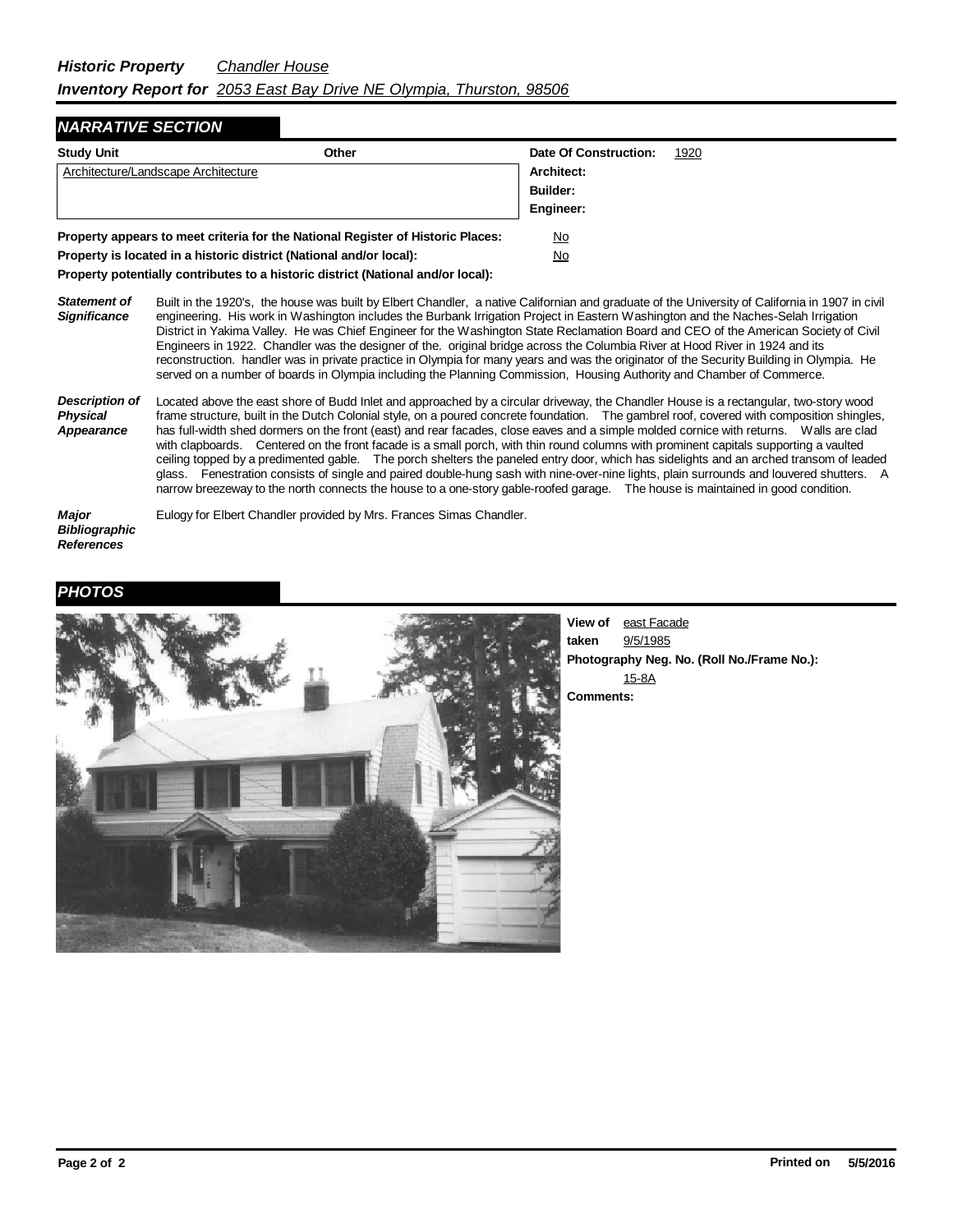## Historic Property Chandler House

### Inventory Report for 2053 East Bay Drive NE Olympia, Thurston, 98506

## NARRATIVE SECTION

| Study Unit | Other | Date Of Construction: | 1920 |
|---|---|---|---|
| Architecture/Landscape Architecture | | Architect: | |
| | | Builder: | |
| | | Engineer: | |

**Property appears to meet criteria for the National Register of Historic Places:** No

**Property is located in a historic district (National and/or local):** No

**Property potentially contributes to a historic district (National and/or local):**

***Statement of Significance***

Built in the 1920's, the house was built by Elbert Chandler, a native Californian and graduate of the University of California in 1907 in civil engineering. His work in Washington includes the Burbank Irrigation Project in Eastern Washington and the Naches-Selah Irrigation District in Yakima Valley. He was Chief Engineer for the Washington State Reclamation Board and CEO of the American Society of Civil Engineers in 1922. Chandler was the designer of the. original bridge across the Columbia River at Hood River in 1924 and its reconstruction. handler was in private practice in Olympia for many years and was the originator of the Security Building in Olympia. He served on a number of boards in Olympia including the Planning Commission, Housing Authority and Chamber of Commerce.

***Description of Physical Appearance***

Located above the east shore of Budd Inlet and approached by a circular driveway, the Chandler House is a rectangular, two-story wood frame structure, built in the Dutch Colonial style, on a poured concrete foundation. The gambrel roof, covered with composition shingles, has full-width shed dormers on the front (east) and rear facades, close eaves and a simple molded cornice with returns. Walls are clad with clapboards. Centered on the front facade is a small porch, with thin round columns with prominent capitals supporting a vaulted ceiling topped by a predimented gable. The porch shelters the paneled entry door, which has sidelights and an arched transom of leaded glass. Fenestration consists of single and paired double-hung sash with nine-over-nine lights, plain surrounds and louvered shutters. A narrow breezeway to the north connects the house to a one-story gable-roofed garage. The house is maintained in good condition.

***Major Bibliographic References***

Eulogy for Elbert Chandler provided by Mrs. Frances Simas Chandler.

## PHOTOS

**View of** east Facade

**taken** 9/5/1985

**Photography Neg. No. (Roll No./Frame No.):** 15-8A

**Comments:**

**Printed on** 5/5/2016